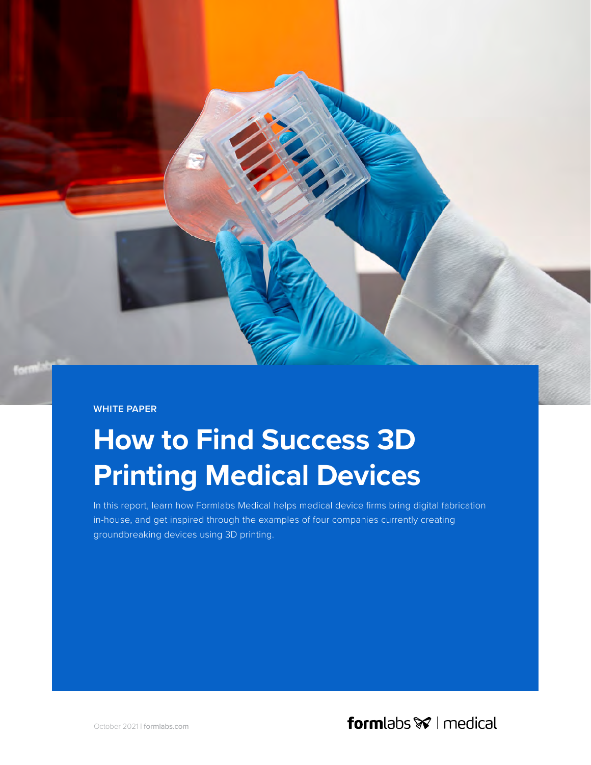WHITE PAPER

# How to Find Success 3D Printing Medical Devices

In this report, learn how Formlabs Medical helps medical device firms bring digital fabrication in-house, and get inspired through the examples of four companies currently creating groundbreaking devices using 3D printing.

October 2021 | formlabs.com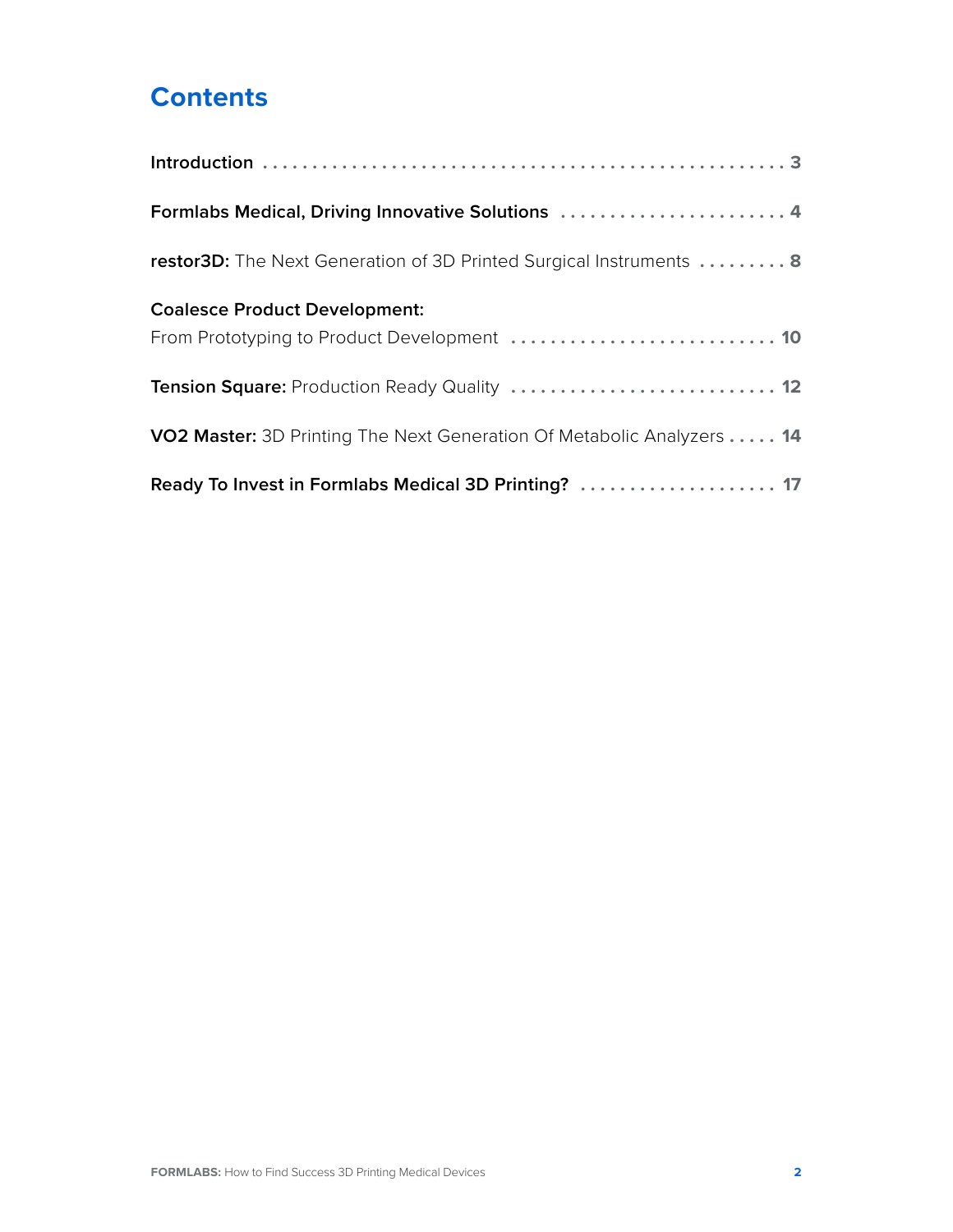# Contents

**Introduction** . . . . . . . . . . . . . . . . . . . . . . . . . . . . . . . . . . . . . . . . . . . . . . . . . . 3

**Formlabs Medical, Driving Innovative Solutions** . . . . . . . . . . . . . . . . . . . . . . . 4

**restor3D:** The Next Generation of 3D Printed Surgical Instruments . . . . . . . . . 8

**Coalesce Product Development:**
From Prototyping to Product Development . . . . . . . . . . . . . . . . . . . . . . . . . . 10

**Tension Square:** Production Ready Quality . . . . . . . . . . . . . . . . . . . . . . . . . . 12

**VO2 Master:** 3D Printing The Next Generation Of Metabolic Analyzers . . . . . 14

**Ready To Invest in Formlabs Medical 3D Printing?** . . . . . . . . . . . . . . . . . . . . 17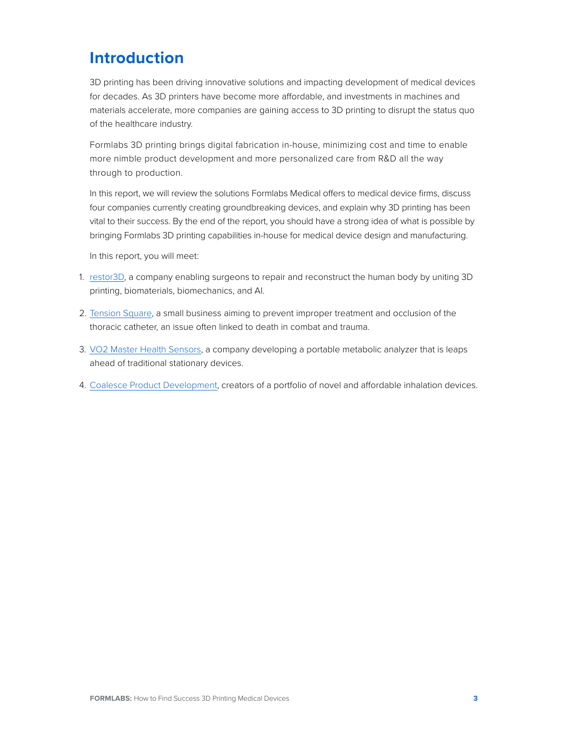# Introduction

3D printing has been driving innovative solutions and impacting development of medical devices for decades. As 3D printers have become more affordable, and investments in machines and materials accelerate, more companies are gaining access to 3D printing to disrupt the status quo of the healthcare industry.

Formlabs 3D printing brings digital fabrication in-house, minimizing cost and time to enable more nimble product development and more personalized care from R&D all the way through to production.

In this report, we will review the solutions Formlabs Medical offers to medical device firms, discuss four companies currently creating groundbreaking devices, and explain why 3D printing has been vital to their success. By the end of the report, you should have a strong idea of what is possible by bringing Formlabs 3D printing capabilities in-house for medical device design and manufacturing.

In this report, you will meet:

1. restor3D, a company enabling surgeons to repair and reconstruct the human body by uniting 3D printing, biomaterials, biomechanics, and AI.
2. Tension Square, a small business aiming to prevent improper treatment and occlusion of the thoracic catheter, an issue often linked to death in combat and trauma.
3. VO2 Master Health Sensors, a company developing a portable metabolic analyzer that is leaps ahead of traditional stationary devices.
4. Coalesce Product Development, creators of a portfolio of novel and affordable inhalation devices.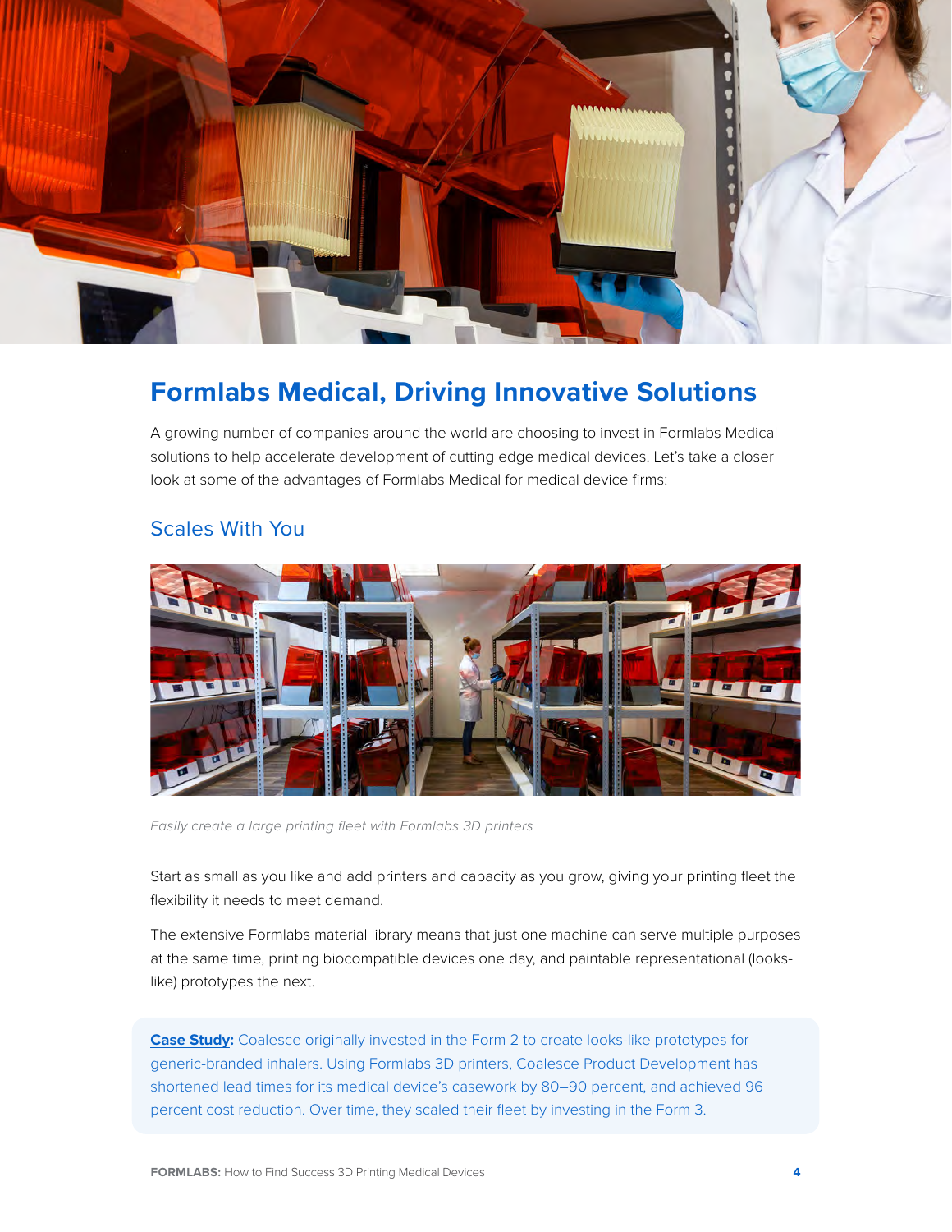## Formlabs Medical, Driving Innovative Solutions

A growing number of companies around the world are choosing to invest in Formlabs Medical solutions to help accelerate development of cutting edge medical devices. Let's take a closer look at some of the advantages of Formlabs Medical for medical device firms:

### Scales With You

*Easily create a large printing fleet with Formlabs 3D printers*

Start as small as you like and add printers and capacity as you grow, giving your printing fleet the flexibility it needs to meet demand.

The extensive Formlabs material library means that just one machine can serve multiple purposes at the same time, printing biocompatible devices one day, and paintable representational (looks-like) prototypes the next.

**Case Study:** Coalesce originally invested in the Form 2 to create looks-like prototypes for generic-branded inhalers. Using Formlabs 3D printers, Coalesce Product Development has shortened lead times for its medical device's casework by 80–90 percent, and achieved 96 percent cost reduction. Over time, they scaled their fleet by investing in the Form 3.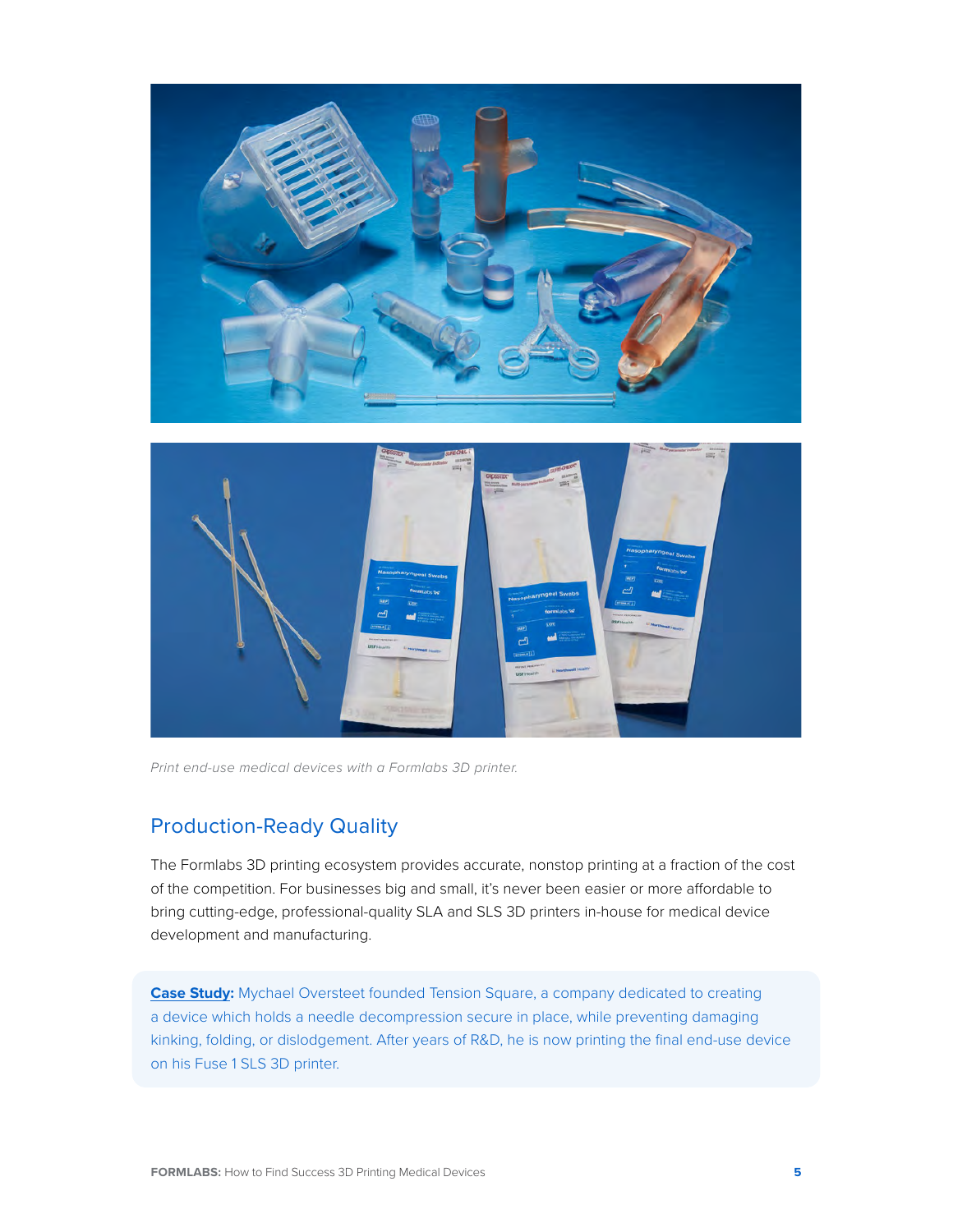*Print end-use medical devices with a Formlabs 3D printer.*

## Production-Ready Quality

The Formlabs 3D printing ecosystem provides accurate, nonstop printing at a fraction of the cost of the competition. For businesses big and small, it's never been easier or more affordable to bring cutting-edge, professional-quality SLA and SLS 3D printers in-house for medical device development and manufacturing.

**Case Study:** Mychael Oversteet founded Tension Square, a company dedicated to creating a device which holds a needle decompression secure in place, while preventing damaging kinking, folding, or dislodgement. After years of R&D, he is now printing the final end-use device on his Fuse 1 SLS 3D printer.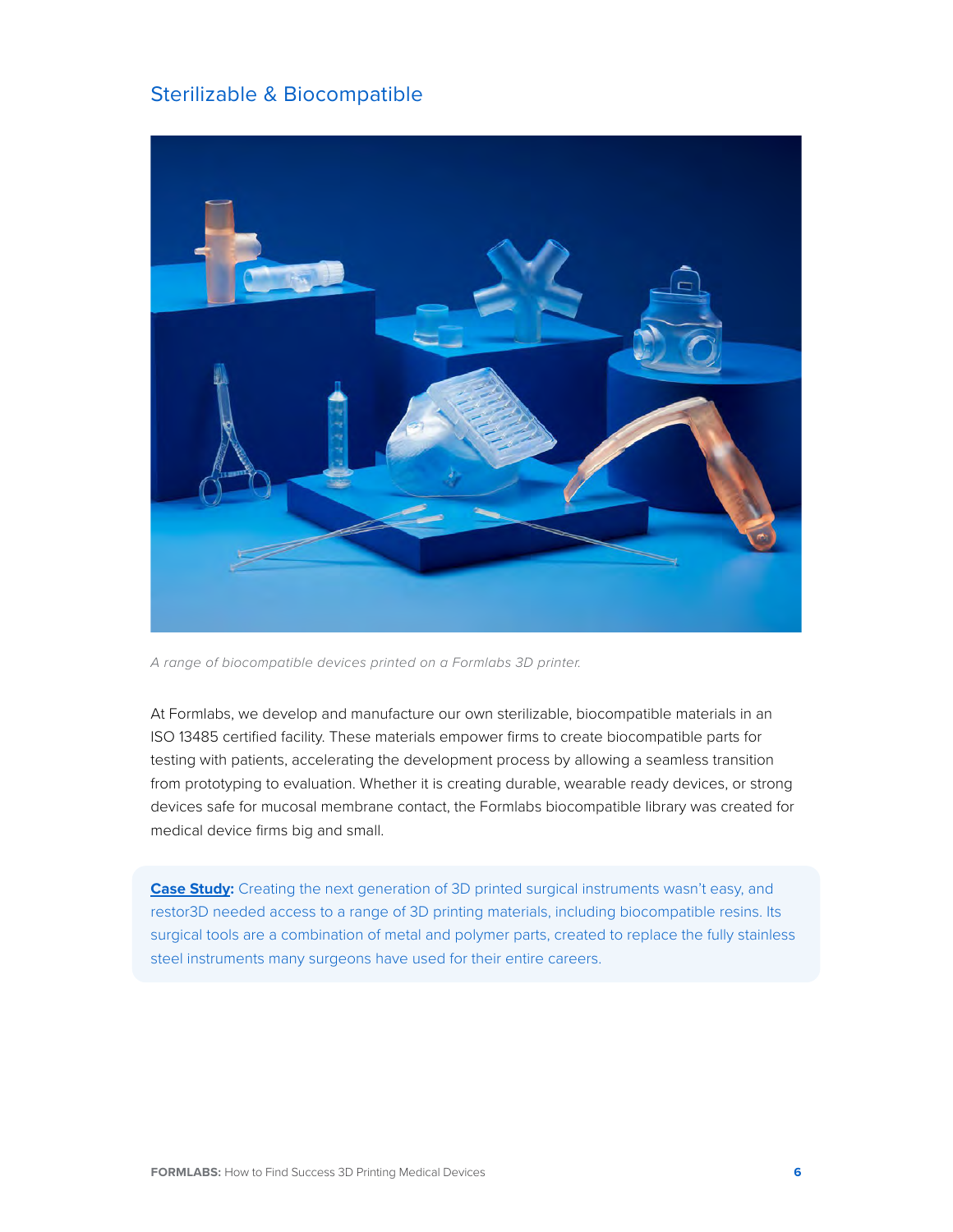## Sterilizable & Biocompatible

*A range of biocompatible devices printed on a Formlabs 3D printer.*

At Formlabs, we develop and manufacture our own sterilizable, biocompatible materials in an ISO 13485 certified facility. These materials empower firms to create biocompatible parts for testing with patients, accelerating the development process by allowing a seamless transition from prototyping to evaluation. Whether it is creating durable, wearable ready devices, or strong devices safe for mucosal membrane contact, the Formlabs biocompatible library was created for medical device firms big and small.

**Case Study:** Creating the next generation of 3D printed surgical instruments wasn't easy, and restor3D needed access to a range of 3D printing materials, including biocompatible resins. Its surgical tools are a combination of metal and polymer parts, created to replace the fully stainless steel instruments many surgeons have used for their entire careers.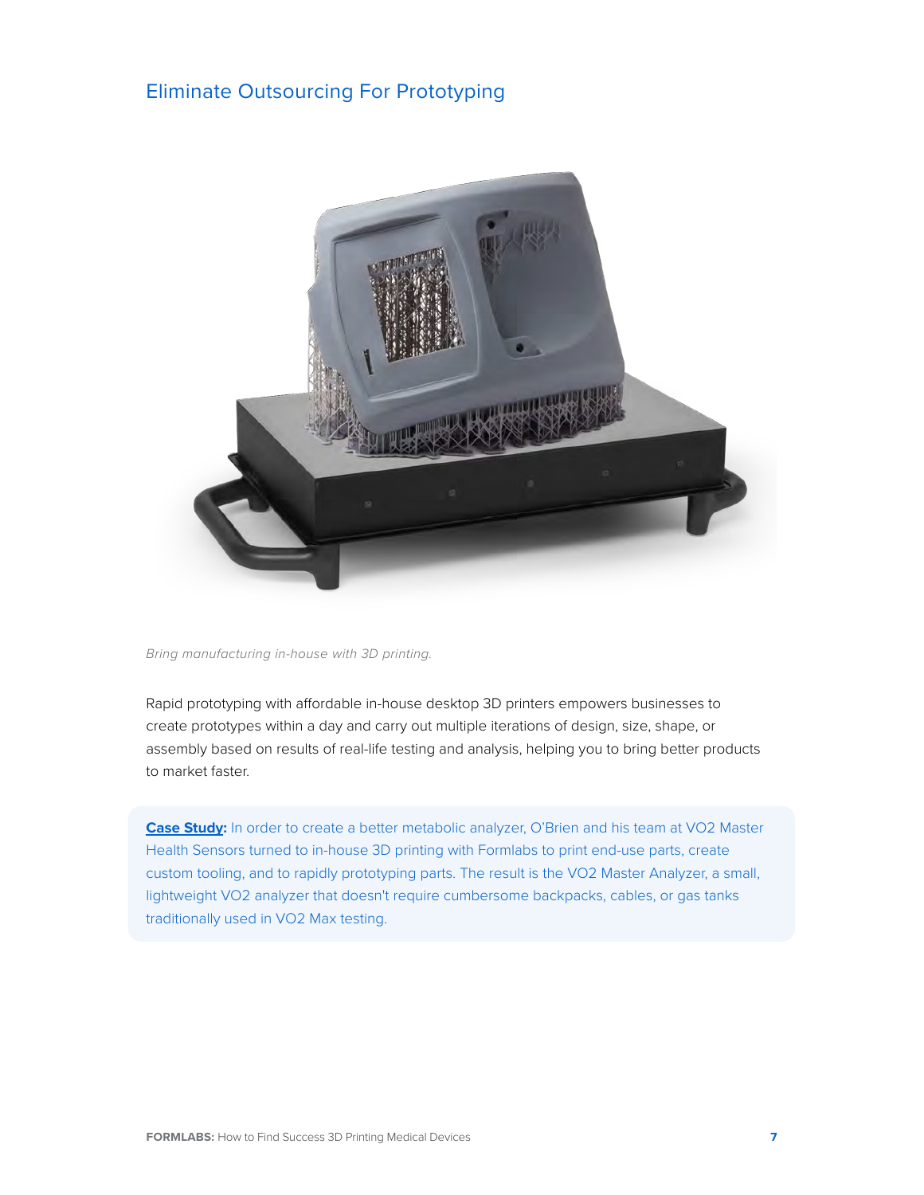## Eliminate Outsourcing For Prototyping

*Bring manufacturing in-house with 3D printing.*

Rapid prototyping with affordable in-house desktop 3D printers empowers businesses to create prototypes within a day and carry out multiple iterations of design, size, shape, or assembly based on results of real-life testing and analysis, helping you to bring better products to market faster.

**Case Study:** In order to create a better metabolic analyzer, O'Brien and his team at VO2 Master Health Sensors turned to in-house 3D printing with Formlabs to print end-use parts, create custom tooling, and to rapidly prototyping parts. The result is the VO2 Master Analyzer, a small, lightweight VO2 analyzer that doesn't require cumbersome backpacks, cables, or gas tanks traditionally used in VO2 Max testing.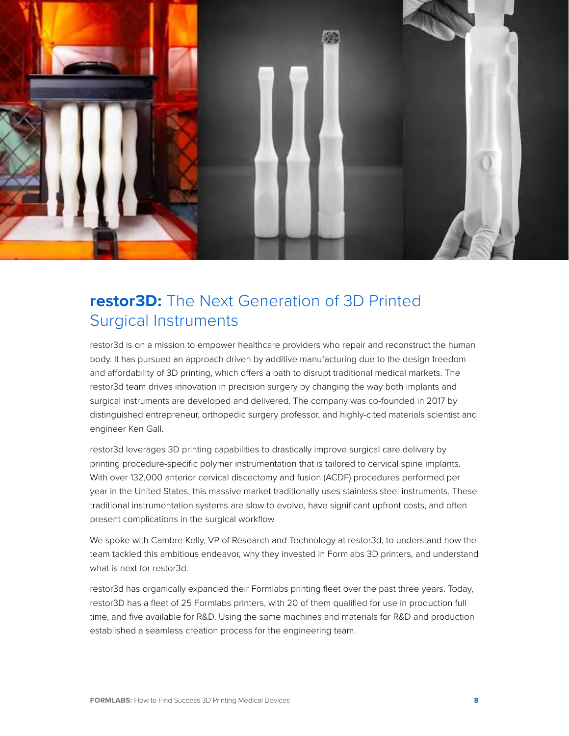## **restor3D:** The Next Generation of 3D Printed Surgical Instruments

restor3d is on a mission to empower healthcare providers who repair and reconstruct the human body. It has pursued an approach driven by additive manufacturing due to the design freedom and affordability of 3D printing, which offers a path to disrupt traditional medical markets. The restor3d team drives innovation in precision surgery by changing the way both implants and surgical instruments are developed and delivered. The company was co-founded in 2017 by distinguished entrepreneur, orthopedic surgery professor, and highly-cited materials scientist and engineer Ken Gall.

restor3d leverages 3D printing capabilities to drastically improve surgical care delivery by printing procedure-specific polymer instrumentation that is tailored to cervical spine implants. With over 132,000 anterior cervical discectomy and fusion (ACDF) procedures performed per year in the United States, this massive market traditionally uses stainless steel instruments. These traditional instrumentation systems are slow to evolve, have significant upfront costs, and often present complications in the surgical workflow.

We spoke with Cambre Kelly, VP of Research and Technology at restor3d, to understand how the team tackled this ambitious endeavor, why they invested in Formlabs 3D printers, and understand what is next for restor3d.

restor3d has organically expanded their Formlabs printing fleet over the past three years. Today, restor3D has a fleet of 25 Formlabs printers, with 20 of them qualified for use in production full time, and five available for R&D. Using the same machines and materials for R&D and production established a seamless creation process for the engineering team.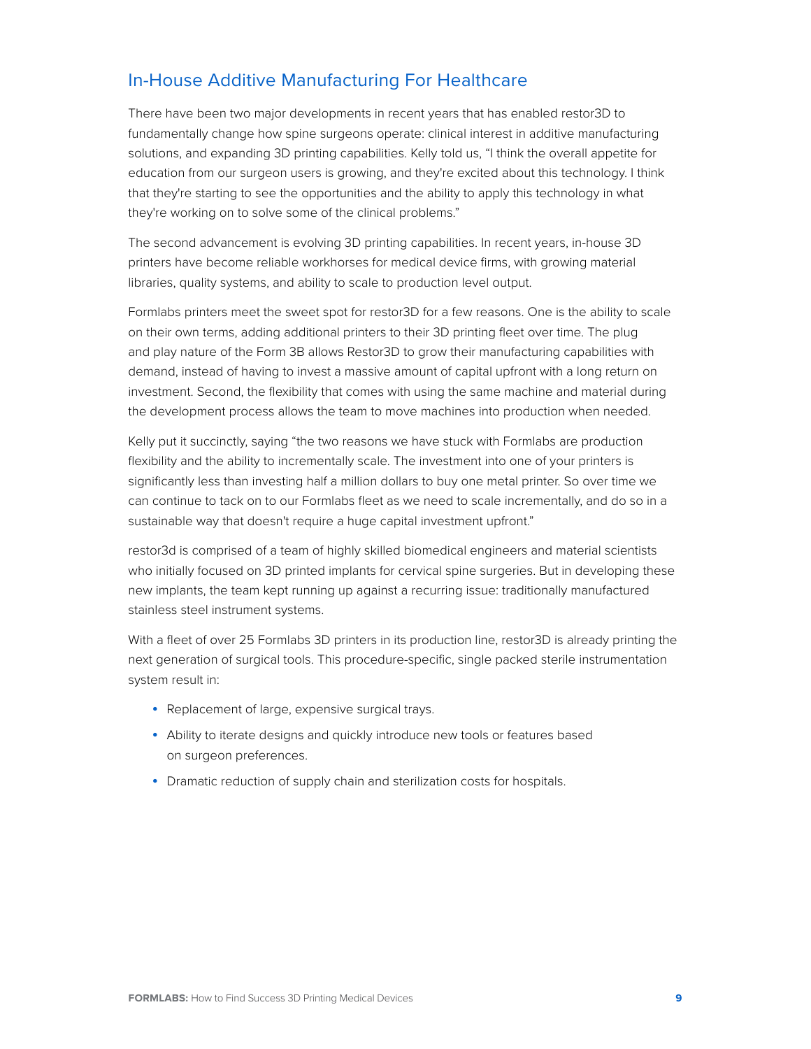## In-House Additive Manufacturing For Healthcare

There have been two major developments in recent years that has enabled restor3D to fundamentally change how spine surgeons operate: clinical interest in additive manufacturing solutions, and expanding 3D printing capabilities. Kelly told us, "I think the overall appetite for education from our surgeon users is growing, and they're excited about this technology. I think that they're starting to see the opportunities and the ability to apply this technology in what they're working on to solve some of the clinical problems."

The second advancement is evolving 3D printing capabilities. In recent years, in-house 3D printers have become reliable workhorses for medical device firms, with growing material libraries, quality systems, and ability to scale to production level output.

Formlabs printers meet the sweet spot for restor3D for a few reasons. One is the ability to scale on their own terms, adding additional printers to their 3D printing fleet over time. The plug and play nature of the Form 3B allows Restor3D to grow their manufacturing capabilities with demand, instead of having to invest a massive amount of capital upfront with a long return on investment. Second, the flexibility that comes with using the same machine and material during the development process allows the team to move machines into production when needed.

Kelly put it succinctly, saying "the two reasons we have stuck with Formlabs are production flexibility and the ability to incrementally scale. The investment into one of your printers is significantly less than investing half a million dollars to buy one metal printer. So over time we can continue to tack on to our Formlabs fleet as we need to scale incrementally, and do so in a sustainable way that doesn't require a huge capital investment upfront."

restor3d is comprised of a team of highly skilled biomedical engineers and material scientists who initially focused on 3D printed implants for cervical spine surgeries. But in developing these new implants, the team kept running up against a recurring issue: traditionally manufactured stainless steel instrument systems.

With a fleet of over 25 Formlabs 3D printers in its production line, restor3D is already printing the next generation of surgical tools. This procedure-specific, single packed sterile instrumentation system result in:

- Replacement of large, expensive surgical trays.
- Ability to iterate designs and quickly introduce new tools or features based on surgeon preferences.
- Dramatic reduction of supply chain and sterilization costs for hospitals.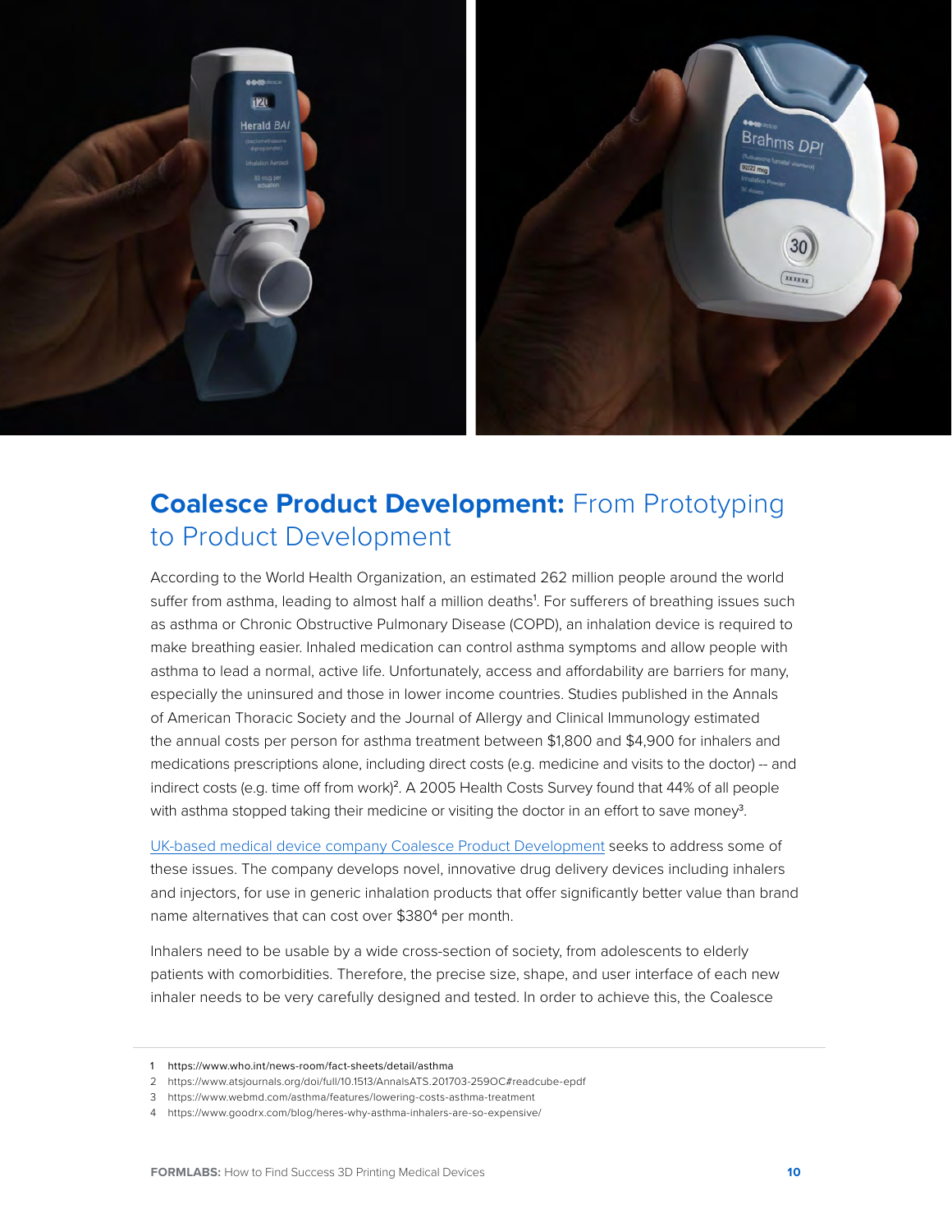## **Coalesce Product Development:** From Prototyping to Product Development

According to the World Health Organization, an estimated 262 million people around the world suffer from asthma, leading to almost half a million deaths[1]. For sufferers of breathing issues such as asthma or Chronic Obstructive Pulmonary Disease (COPD), an inhalation device is required to make breathing easier. Inhaled medication can control asthma symptoms and allow people with asthma to lead a normal, active life. Unfortunately, access and affordability are barriers for many, especially the uninsured and those in lower income countries. Studies published in the Annals of American Thoracic Society and the Journal of Allergy and Clinical Immunology estimated the annual costs per person for asthma treatment between $1,800 and $4,900 for inhalers and medications prescriptions alone, including direct costs (e.g. medicine and visits to the doctor) -- and indirect costs (e.g. time off from work)[2]. A 2005 Health Costs Survey found that 44% of all people with asthma stopped taking their medicine or visiting the doctor in an effort to save money[3].

UK-based medical device company Coalesce Product Development seeks to address some of these issues. The company develops novel, innovative drug delivery devices including inhalers and injectors, for use in generic inhalation products that offer significantly better value than brand name alternatives that can cost over $380[4] per month.

Inhalers need to be usable by a wide cross-section of society, from adolescents to elderly patients with comorbidities. Therefore, the precise size, shape, and user interface of each new inhaler needs to be very carefully designed and tested. In order to achieve this, the Coalesce

---

1 https://www.who.int/news-room/fact-sheets/detail/asthma

2 https://www.atsjournals.org/doi/full/10.1513/AnnalsATS.201703-259OC#readcube-epdf

3 https://www.webmd.com/asthma/features/lowering-costs-asthma-treatment

4 https://www.goodrx.com/blog/heres-why-asthma-inhalers-are-so-expensive/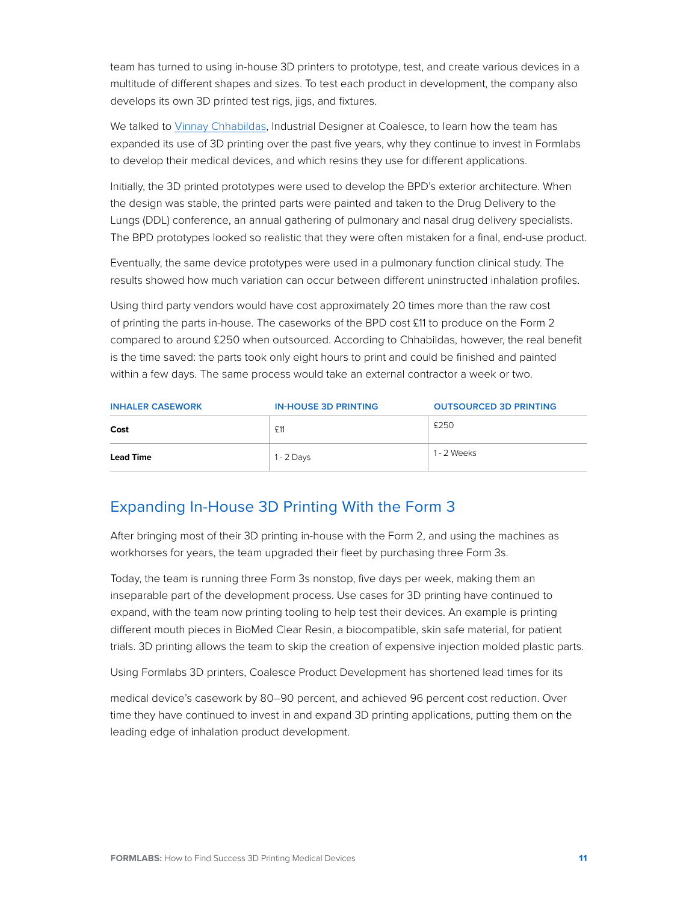team has turned to using in-house 3D printers to prototype, test, and create various devices in a multitude of different shapes and sizes. To test each product in development, the company also develops its own 3D printed test rigs, jigs, and fixtures.

We talked to Vinnay Chhabildas, Industrial Designer at Coalesce, to learn how the team has expanded its use of 3D printing over the past five years, why they continue to invest in Formlabs to develop their medical devices, and which resins they use for different applications.

Initially, the 3D printed prototypes were used to develop the BPD's exterior architecture. When the design was stable, the printed parts were painted and taken to the Drug Delivery to the Lungs (DDL) conference, an annual gathering of pulmonary and nasal drug delivery specialists. The BPD prototypes looked so realistic that they were often mistaken for a final, end-use product.

Eventually, the same device prototypes were used in a pulmonary function clinical study. The results showed how much variation can occur between different uninstructed inhalation profiles.

Using third party vendors would have cost approximately 20 times more than the raw cost of printing the parts in-house. The caseworks of the BPD cost £11 to produce on the Form 2 compared to around £250 when outsourced. According to Chhabildas, however, the real benefit is the time saved: the parts took only eight hours to print and could be finished and painted within a few days. The same process would take an external contractor a week or two.

| INHALER CASEWORK | IN-HOUSE 3D PRINTING | OUTSOURCED 3D PRINTING |
|---|---|---|
| **Cost** | £11 | £250 |
| **Lead Time** | 1 - 2 Days | 1 - 2 Weeks |

## Expanding In-House 3D Printing With the Form 3

After bringing most of their 3D printing in-house with the Form 2, and using the machines as workhorses for years, the team upgraded their fleet by purchasing three Form 3s.

Today, the team is running three Form 3s nonstop, five days per week, making them an inseparable part of the development process. Use cases for 3D printing have continued to expand, with the team now printing tooling to help test their devices. An example is printing different mouth pieces in BioMed Clear Resin, a biocompatible, skin safe material, for patient trials. 3D printing allows the team to skip the creation of expensive injection molded plastic parts.

Using Formlabs 3D printers, Coalesce Product Development has shortened lead times for its medical device's casework by 80–90 percent, and achieved 96 percent cost reduction. Over time they have continued to invest in and expand 3D printing applications, putting them on the leading edge of inhalation product development.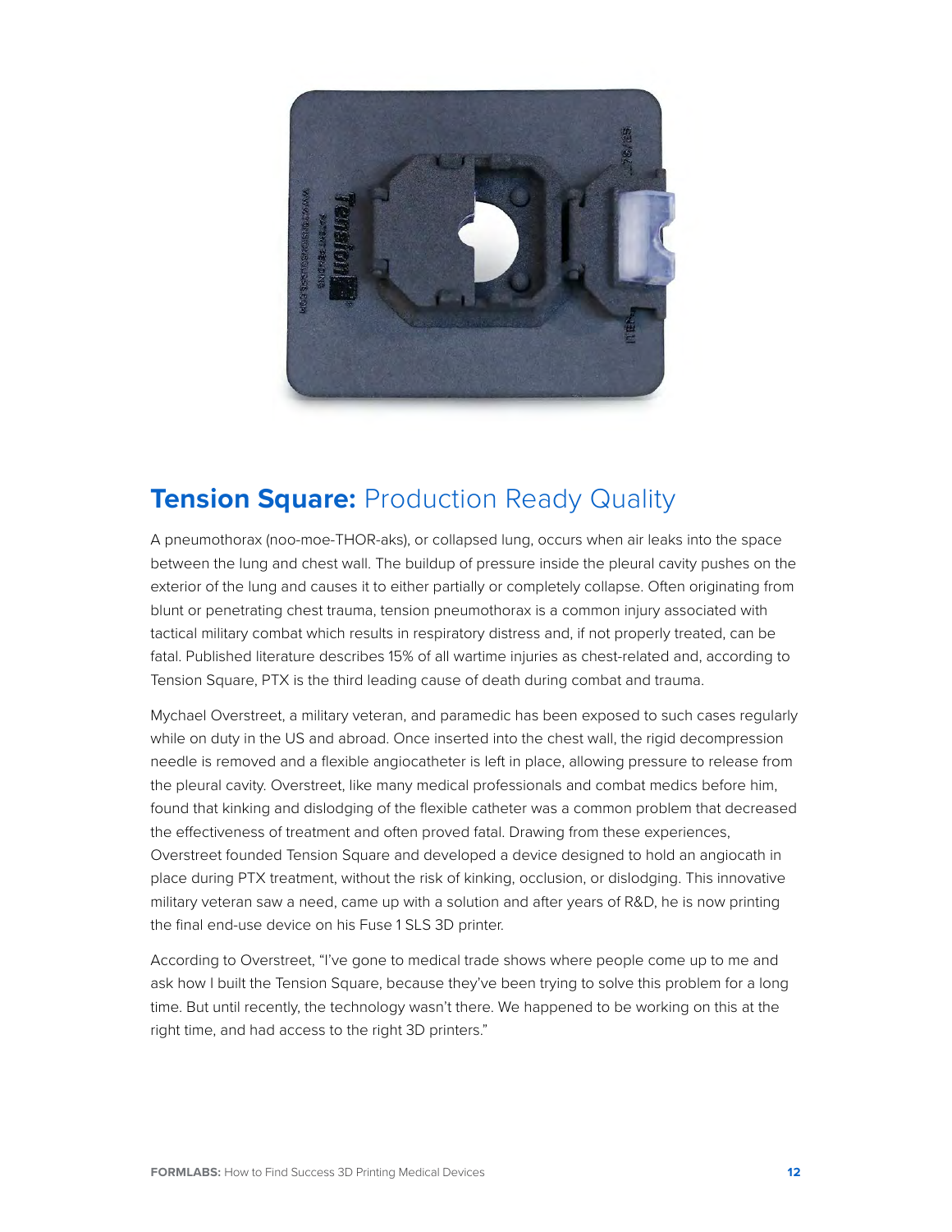## **Tension Square:** Production Ready Quality

A pneumothorax (noo-moe-THOR-aks), or collapsed lung, occurs when air leaks into the space between the lung and chest wall. The buildup of pressure inside the pleural cavity pushes on the exterior of the lung and causes it to either partially or completely collapse. Often originating from blunt or penetrating chest trauma, tension pneumothorax is a common injury associated with tactical military combat which results in respiratory distress and, if not properly treated, can be fatal. Published literature describes 15% of all wartime injuries as chest-related and, according to Tension Square, PTX is the third leading cause of death during combat and trauma.

Mychael Overstreet, a military veteran, and paramedic has been exposed to such cases regularly while on duty in the US and abroad. Once inserted into the chest wall, the rigid decompression needle is removed and a flexible angiocatheter is left in place, allowing pressure to release from the pleural cavity. Overstreet, like many medical professionals and combat medics before him, found that kinking and dislodging of the flexible catheter was a common problem that decreased the effectiveness of treatment and often proved fatal. Drawing from these experiences, Overstreet founded Tension Square and developed a device designed to hold an angiocath in place during PTX treatment, without the risk of kinking, occlusion, or dislodging. This innovative military veteran saw a need, came up with a solution and after years of R&D, he is now printing the final end-use device on his Fuse 1 SLS 3D printer.

According to Overstreet, "I've gone to medical trade shows where people come up to me and ask how I built the Tension Square, because they've been trying to solve this problem for a long time. But until recently, the technology wasn't there. We happened to be working on this at the right time, and had access to the right 3D printers."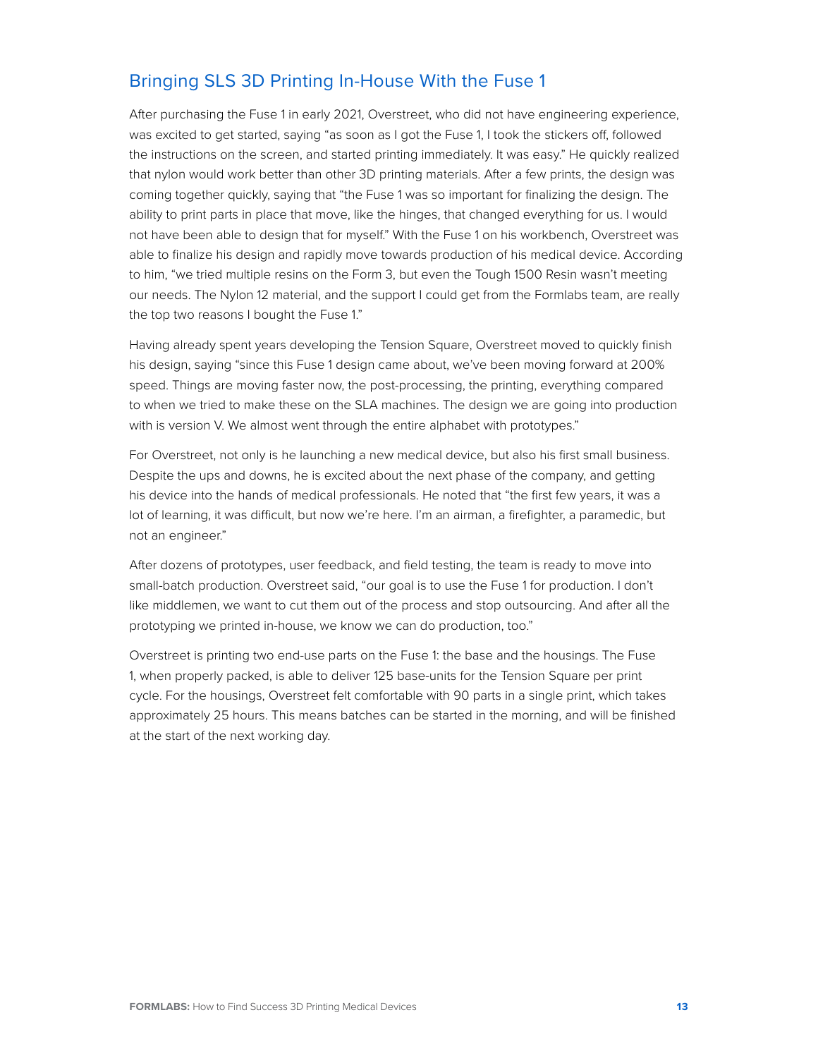## Bringing SLS 3D Printing In-House With the Fuse 1

After purchasing the Fuse 1 in early 2021, Overstreet, who did not have engineering experience, was excited to get started, saying "as soon as I got the Fuse 1, I took the stickers off, followed the instructions on the screen, and started printing immediately. It was easy." He quickly realized that nylon would work better than other 3D printing materials. After a few prints, the design was coming together quickly, saying that "the Fuse 1 was so important for finalizing the design. The ability to print parts in place that move, like the hinges, that changed everything for us. I would not have been able to design that for myself." With the Fuse 1 on his workbench, Overstreet was able to finalize his design and rapidly move towards production of his medical device. According to him, "we tried multiple resins on the Form 3, but even the Tough 1500 Resin wasn't meeting our needs. The Nylon 12 material, and the support I could get from the Formlabs team, are really the top two reasons I bought the Fuse 1."

Having already spent years developing the Tension Square, Overstreet moved to quickly finish his design, saying "since this Fuse 1 design came about, we've been moving forward at 200% speed. Things are moving faster now, the post-processing, the printing, everything compared to when we tried to make these on the SLA machines. The design we are going into production with is version V. We almost went through the entire alphabet with prototypes."

For Overstreet, not only is he launching a new medical device, but also his first small business. Despite the ups and downs, he is excited about the next phase of the company, and getting his device into the hands of medical professionals. He noted that "the first few years, it was a lot of learning, it was difficult, but now we're here. I'm an airman, a firefighter, a paramedic, but not an engineer."

After dozens of prototypes, user feedback, and field testing, the team is ready to move into small-batch production. Overstreet said, "our goal is to use the Fuse 1 for production. I don't like middlemen, we want to cut them out of the process and stop outsourcing. And after all the prototyping we printed in-house, we know we can do production, too."

Overstreet is printing two end-use parts on the Fuse 1: the base and the housings. The Fuse 1, when properly packed, is able to deliver 125 base-units for the Tension Square per print cycle. For the housings, Overstreet felt comfortable with 90 parts in a single print, which takes approximately 25 hours. This means batches can be started in the morning, and will be finished at the start of the next working day.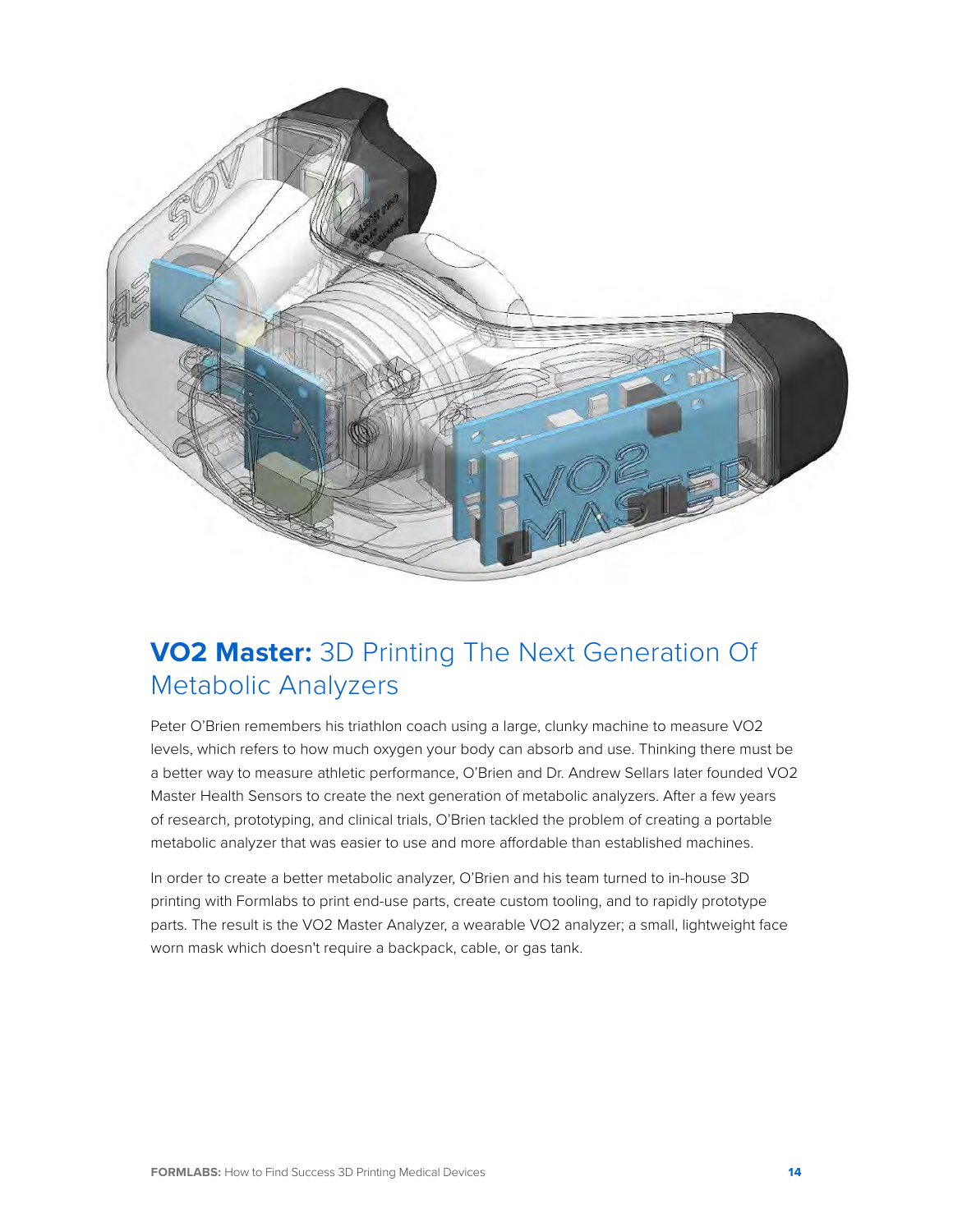## **VO2 Master:** 3D Printing The Next Generation Of Metabolic Analyzers

Peter O'Brien remembers his triathlon coach using a large, clunky machine to measure VO2 levels, which refers to how much oxygen your body can absorb and use. Thinking there must be a better way to measure athletic performance, O'Brien and Dr. Andrew Sellars later founded VO2 Master Health Sensors to create the next generation of metabolic analyzers. After a few years of research, prototyping, and clinical trials, O'Brien tackled the problem of creating a portable metabolic analyzer that was easier to use and more affordable than established machines.

In order to create a better metabolic analyzer, O'Brien and his team turned to in-house 3D printing with Formlabs to print end-use parts, create custom tooling, and to rapidly prototype parts. The result is the VO2 Master Analyzer, a wearable VO2 analyzer; a small, lightweight face worn mask which doesn't require a backpack, cable, or gas tank.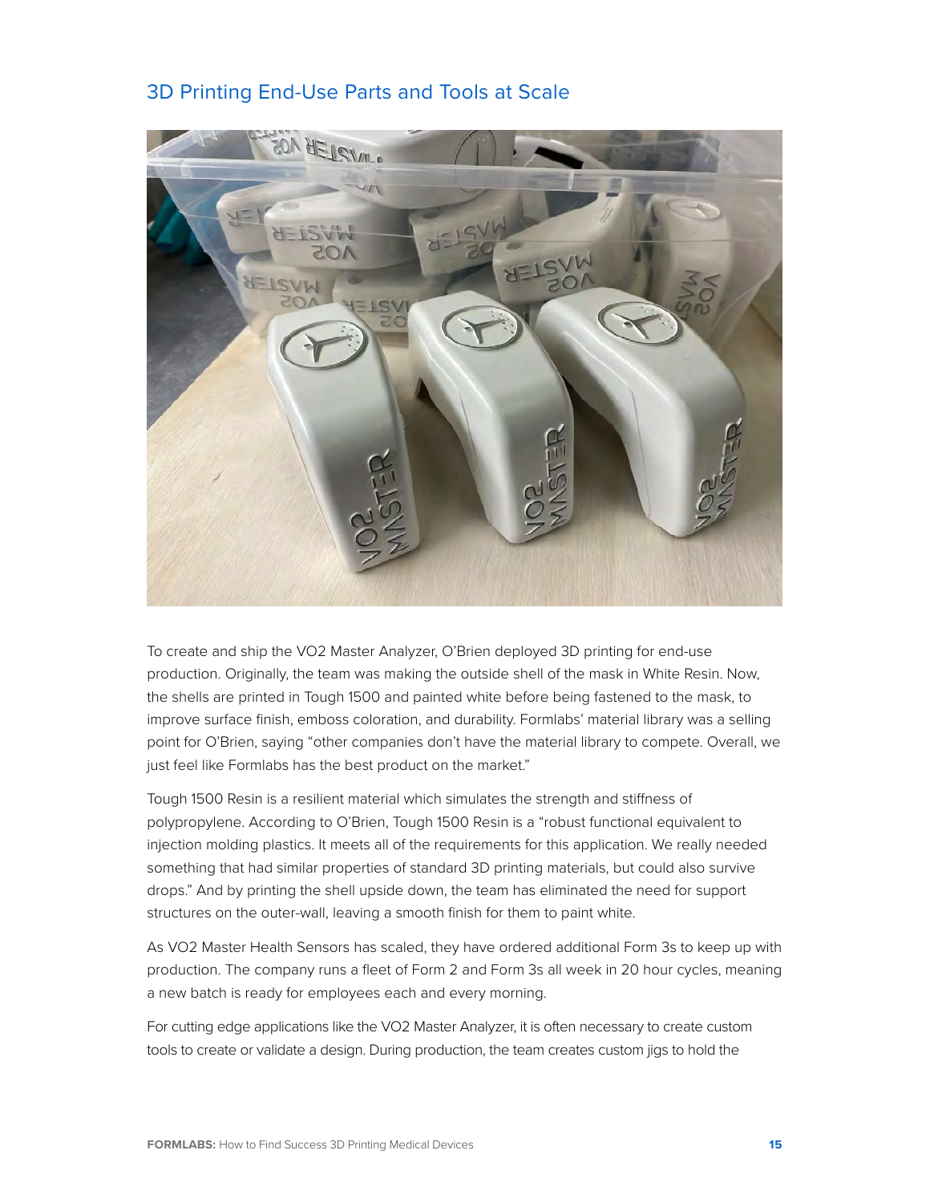## 3D Printing End-Use Parts and Tools at Scale

To create and ship the VO2 Master Analyzer, O'Brien deployed 3D printing for end-use production. Originally, the team was making the outside shell of the mask in White Resin. Now, the shells are printed in Tough 1500 and painted white before being fastened to the mask, to improve surface finish, emboss coloration, and durability. Formlabs' material library was a selling point for O'Brien, saying "other companies don't have the material library to compete. Overall, we just feel like Formlabs has the best product on the market."

Tough 1500 Resin is a resilient material which simulates the strength and stiffness of polypropylene. According to O'Brien, Tough 1500 Resin is a "robust functional equivalent to injection molding plastics. It meets all of the requirements for this application. We really needed something that had similar properties of standard 3D printing materials, but could also survive drops." And by printing the shell upside down, the team has eliminated the need for support structures on the outer-wall, leaving a smooth finish for them to paint white.

As VO2 Master Health Sensors has scaled, they have ordered additional Form 3s to keep up with production. The company runs a fleet of Form 2 and Form 3s all week in 20 hour cycles, meaning a new batch is ready for employees each and every morning.

For cutting edge applications like the VO2 Master Analyzer, it is often necessary to create custom tools to create or validate a design. During production, the team creates custom jigs to hold the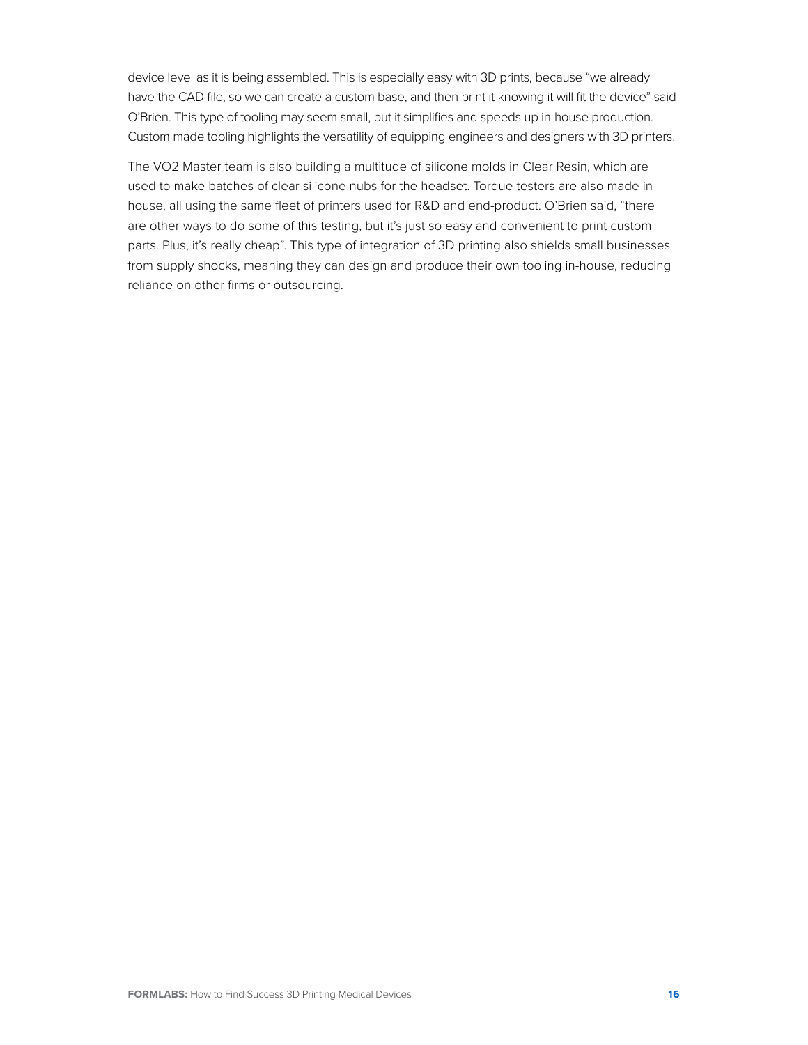device level as it is being assembled. This is especially easy with 3D prints, because "we already have the CAD file, so we can create a custom base, and then print it knowing it will fit the device" said O'Brien. This type of tooling may seem small, but it simplifies and speeds up in-house production. Custom made tooling highlights the versatility of equipping engineers and designers with 3D printers.

The VO2 Master team is also building a multitude of silicone molds in Clear Resin, which are used to make batches of clear silicone nubs for the headset. Torque testers are also made in-house, all using the same fleet of printers used for R&D and end-product. O'Brien said, "there are other ways to do some of this testing, but it's just so easy and convenient to print custom parts. Plus, it's really cheap". This type of integration of 3D printing also shields small businesses from supply shocks, meaning they can design and produce their own tooling in-house, reducing reliance on other firms or outsourcing.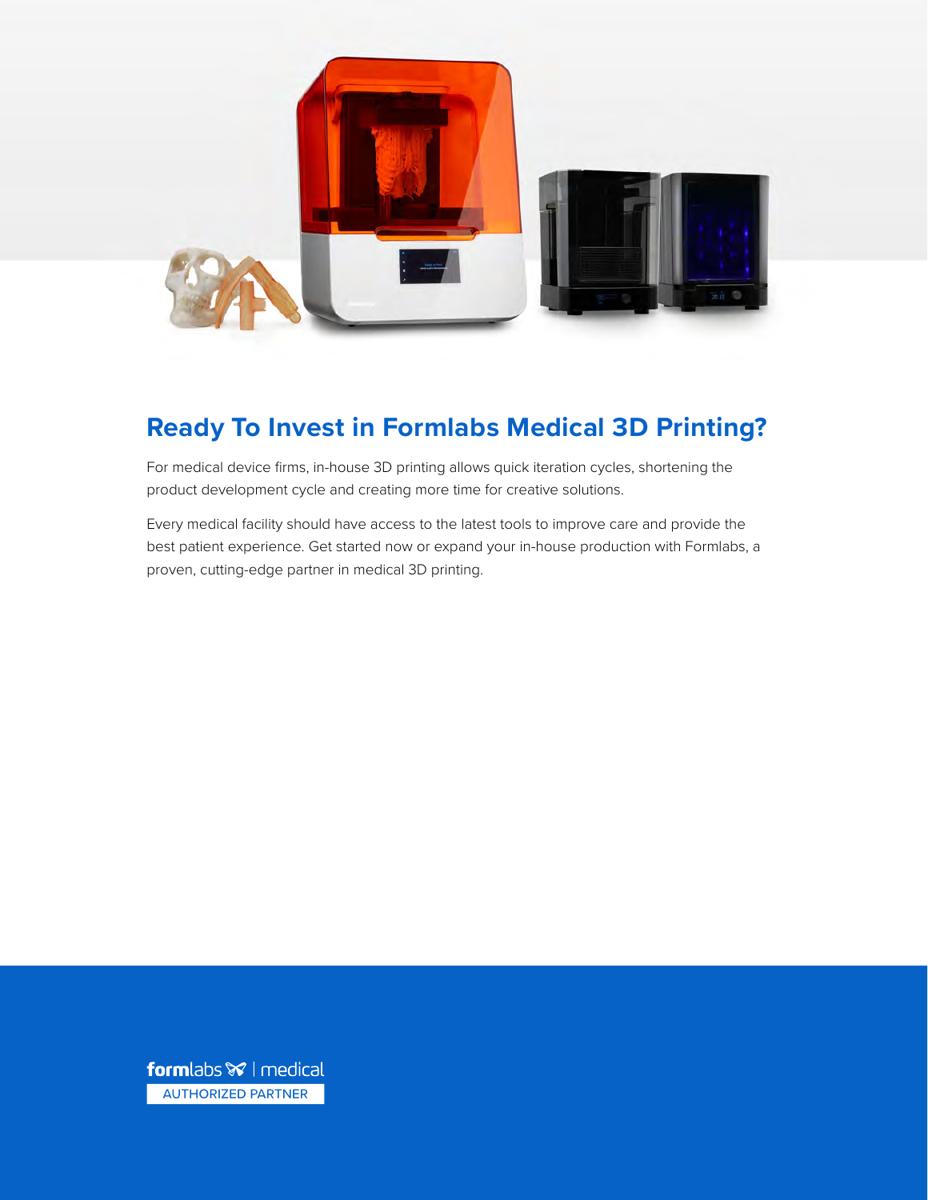## Ready To Invest in Formlabs Medical 3D Printing?

For medical device firms, in-house 3D printing allows quick iteration cycles, shortening the product development cycle and creating more time for creative solutions.

Every medical facility should have access to the latest tools to improve care and provide the best patient experience. Get started now or expand your in-house production with Formlabs, a proven, cutting-edge partner in medical 3D printing.

formlabs | medical

AUTHORIZED PARTNER